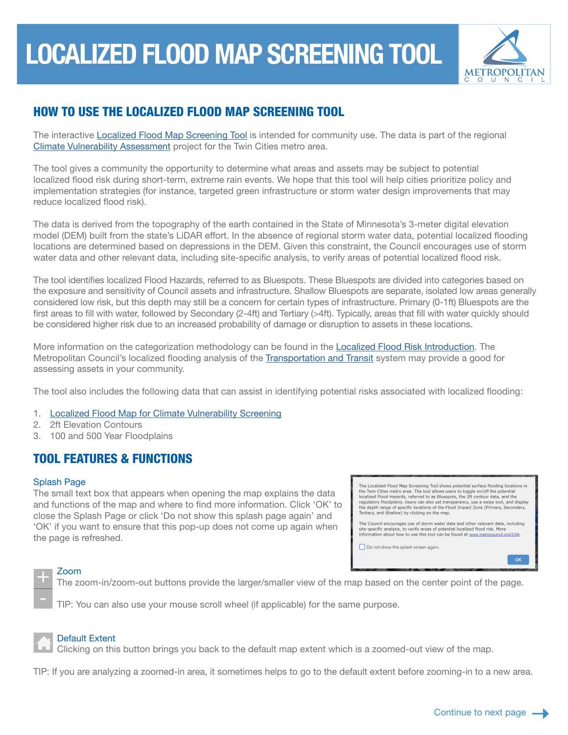# LOCALIZED FLOOD MAP SCREENING TOOL

## HOW TO USE THE LOCALIZED FLOOD MAP SCREENING TOOL

The interactive Localized Flood Map Screening Tool is intended for community use. The data is part of the regional Climate Vulnerability Assessment project for the Twin Cities metro area.

The tool gives a community the opportunity to determine what areas and assets may be subject to potential localized flood risk during short-term, extreme rain events. We hope that this tool will help cities prioritize policy and implementation strategies (for instance, targeted green infrastructure or storm water design improvements that may reduce localized flood risk).

The data is derived from the topography of the earth contained in the State of Minnesota's 3-meter digital elevation model (DEM) built from the state's LiDAR effort. In the absence of regional storm water data, potential localized flooding locations are determined based on depressions in the DEM. Given this constraint, the Council encourages use of storm water data and other relevant data, including site-specific analysis, to verify areas of potential localized flood risk.

The tool identifies localized Flood Hazards, referred to as Bluespots. These Bluespots are divided into categories based on the exposure and sensitivity of Council assets and infrastructure. Shallow Bluespots are separate, isolated low areas generally considered low risk, but this depth may still be a concern for certain types of infrastructure. Primary (0-1ft) Bluespots are the first areas to fill with water, followed by Secondary (2-4ft) and Tertiary (>4ft). Typically, areas that fill with water quickly should be considered higher risk due to an increased probability of damage or disruption to assets in these locations.

More information on the categorization methodology can be found in the Localized Flood Risk Introduction. The Metropolitan Council's localized flooding analysis of the Transportation and Transit system may provide a good for assessing assets in your community.

The tool also includes the following data that can assist in identifying potential risks associated with localized flooding:

1. Localized Flood Map for Climate Vulnerability Screening
2. 2ft Elevation Contours
3. 100 and 500 Year Floodplains

## TOOL FEATURES & FUNCTIONS

### Splash Page

The small text box that appears when opening the map explains the data and functions of the map and where to find more information. Click 'OK' to close the Splash Page or click 'Do not show this splash page again' and 'OK' if you want to ensure that this pop-up does not come up again when the page is refreshed.

The Localized Flood Map Screening Tool shows potential surface flooding locations in the Twin Cities metro area. The tool allows users to toggle on/off the potential localized Flood Hazards, referred to as Bluespots, the 2ft contour data, and the regulatory floodplains. Users can also set transparency, use a swipe tool, and display the depth range of specific locations of the Flood Impact Zone (Primary, Secondary, Tertiary, and Shallow) by clicking on the map.

The Council encourages use of storm water data and other relevant data, including site-specific analysis, to verify areas of potential localized flood risk. More information about how to use this tool can be found at www.metrocouncil.org/CVA.

Do not show this splash screen again.

OK

### Zoom

The zoom-in/zoom-out buttons provide the larger/smaller view of the map based on the center point of the page.

TIP: You can also use your mouse scroll wheel (if applicable) for the same purpose.

### Default Extent

Clicking on this button brings you back to the default map extent which is a zoomed-out view of the map.

TIP: If you are analyzing a zoomed-in area, it sometimes helps to go to the default extent before zooming-in to a new area.

Continue to next page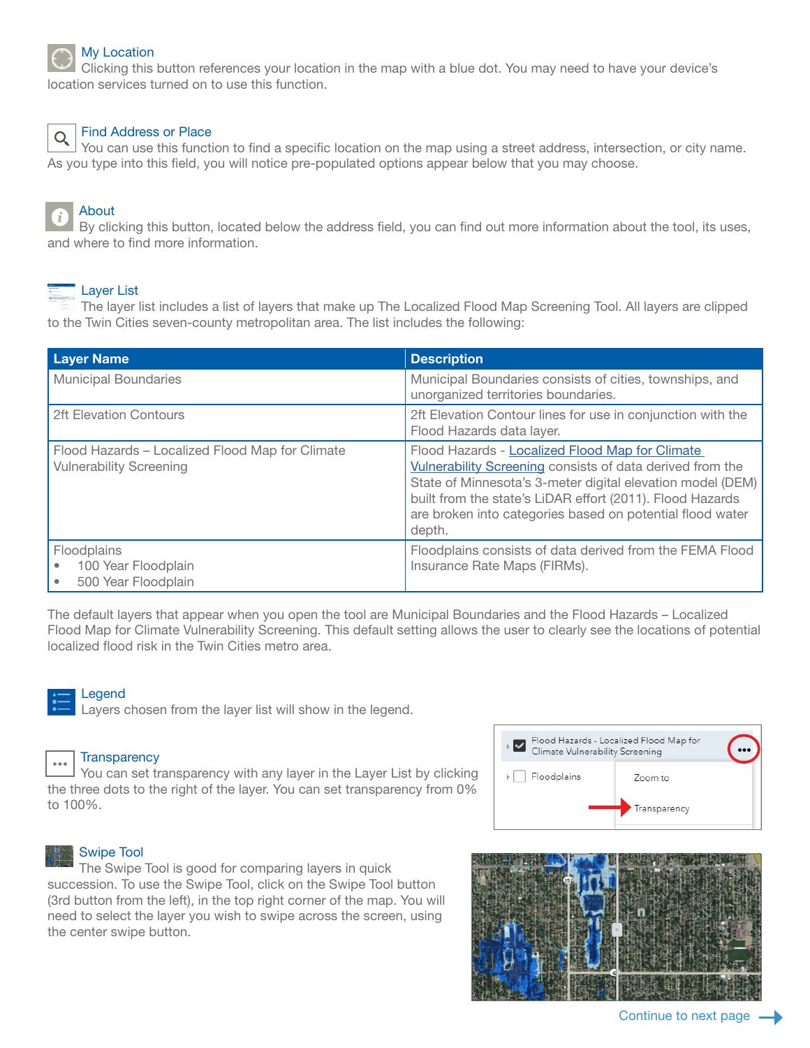### My Location

Clicking this button references your location in the map with a blue dot. You may need to have your device's location services turned on to use this function.

### Find Address or Place

You can use this function to find a specific location on the map using a street address, intersection, or city name. As you type into this field, you will notice pre-populated options appear below that you may choose.

### About

By clicking this button, located below the address field, you can find out more information about the tool, its uses, and where to find more information.

### Layer List

The layer list includes a list of layers that make up The Localized Flood Map Screening Tool. All layers are clipped to the Twin Cities seven-county metropolitan area. The list includes the following:

| Layer Name | Description |
|---|---|
| Municipal Boundaries | Municipal Boundaries consists of cities, townships, and unorganized territories boundaries. |
| 2ft Elevation Contours | 2ft Elevation Contour lines for use in conjunction with the Flood Hazards data layer. |
| Flood Hazards – Localized Flood Map for Climate Vulnerability Screening | Flood Hazards - Localized Flood Map for Climate Vulnerability Screening consists of data derived from the State of Minnesota's 3-meter digital elevation model (DEM) built from the state's LiDAR effort (2011). Flood Hazards are broken into categories based on potential flood water depth. |
| Floodplains<br>• 100 Year Floodplain<br>• 500 Year Floodplain | Floodplains consists of data derived from the FEMA Flood Insurance Rate Maps (FIRMs). |

The default layers that appear when you open the tool are Municipal Boundaries and the Flood Hazards – Localized Flood Map for Climate Vulnerability Screening. This default setting allows the user to clearly see the locations of potential localized flood risk in the Twin Cities metro area.

### Legend

Layers chosen from the layer list will show in the legend.

### Transparency

You can set transparency with any layer in the Layer List by clicking the three dots to the right of the layer. You can set transparency from 0% to 100%.

Flood Hazards - Localized Flood Map for Climate Vulnerability Screening
Floodplains
Zoom to
Transparency

### Swipe Tool

The Swipe Tool is good for comparing layers in quick succession. To use the Swipe Tool, click on the Swipe Tool button (3rd button from the left), in the top right corner of the map. You will need to select the layer you wish to swipe across the screen, using the center swipe button.

Continue to next page →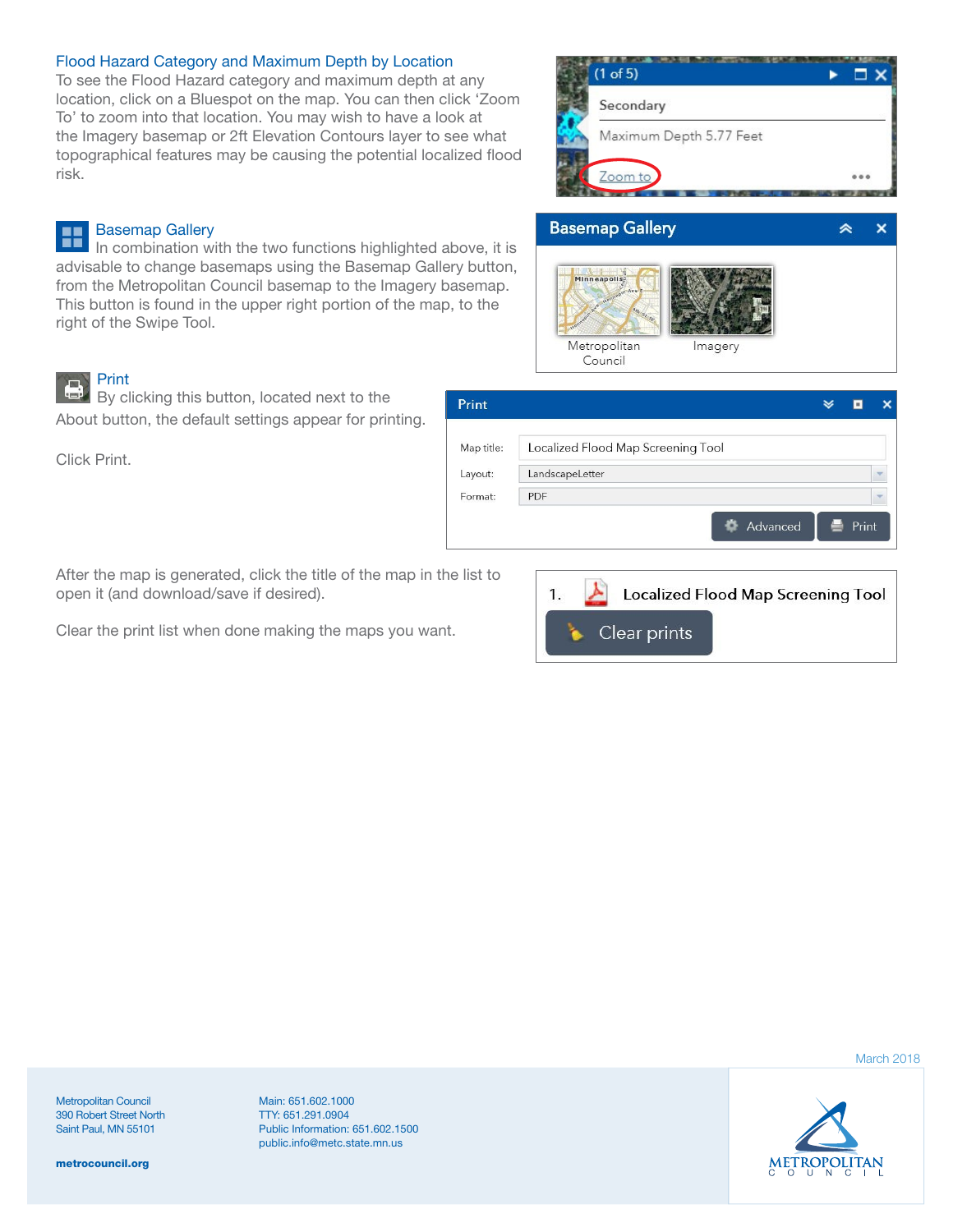### Flood Hazard Category and Maximum Depth by Location

To see the Flood Hazard category and maximum depth at any location, click on a Bluespot on the map. You can then click 'Zoom To' to zoom into that location. You may wish to have a look at the Imagery basemap or 2ft Elevation Contours layer to see what topographical features may be causing the potential localized flood risk.

### Basemap Gallery

In combination with the two functions highlighted above, it is advisable to change basemaps using the Basemap Gallery button, from the Metropolitan Council basemap to the Imagery basemap. This button is found in the upper right portion of the map, to the right of the Swipe Tool.

### Print

By clicking this button, located next to the About button, the default settings appear for printing.

Click Print.

After the map is generated, click the title of the map in the list to open it (and download/save if desired).

Clear the print list when done making the maps you want.

March 2018

Metropolitan Council
390 Robert Street North
Saint Paul, MN 55101

**metrocouncil.org**

Main: 651.602.1000
TTY: 651.291.0904
Public Information: 651.602.1500
public.info@metc.state.mn.us